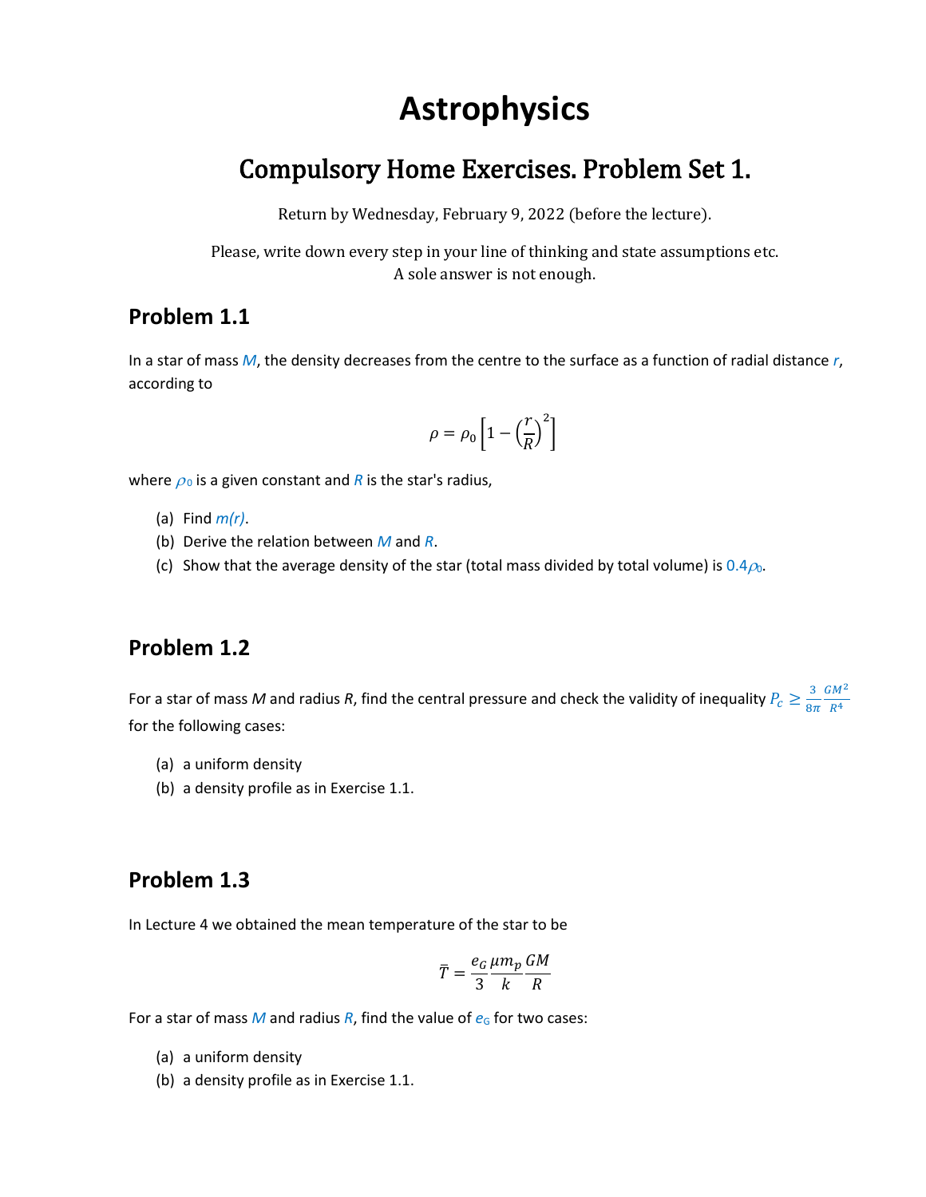# Astrophysics

## Compulsory Home Exercises. Problem Set 1.

Return by Wednesday, February 9, 2022 (before the lecture).

Please, write down every step in your line of thinking and state assumptions etc.
A sole answer is not enough.

### Problem 1.1

In a star of mass $M$, the density decreases from the centre to the surface as a function of radial distance $r$, according to

$$\rho = \rho_0 \left[1 - \left(\frac{r}{R}\right)^2\right]$$

where $\rho_0$ is a given constant and $R$ is the star's radius,

(a) Find $m(r)$.
(b) Derive the relation between $M$ and $R$.
(c) Show that the average density of the star (total mass divided by total volume) is $0.4\rho_0$.

### Problem 1.2

For a star of mass $M$ and radius $R$, find the central pressure and check the validity of inequality $P_c \geq \frac{3}{8\pi}\frac{GM^2}{R^4}$ for the following cases:

(a) a uniform density
(b) a density profile as in Exercise 1.1.

### Problem 1.3

In Lecture 4 we obtained the mean temperature of the star to be

$$\bar{T} = \frac{e_G}{3}\frac{\mu m_p}{k}\frac{GM}{R}$$

For a star of mass $M$ and radius $R$, find the value of $e_G$ for two cases:

(a) a uniform density
(b) a density profile as in Exercise 1.1.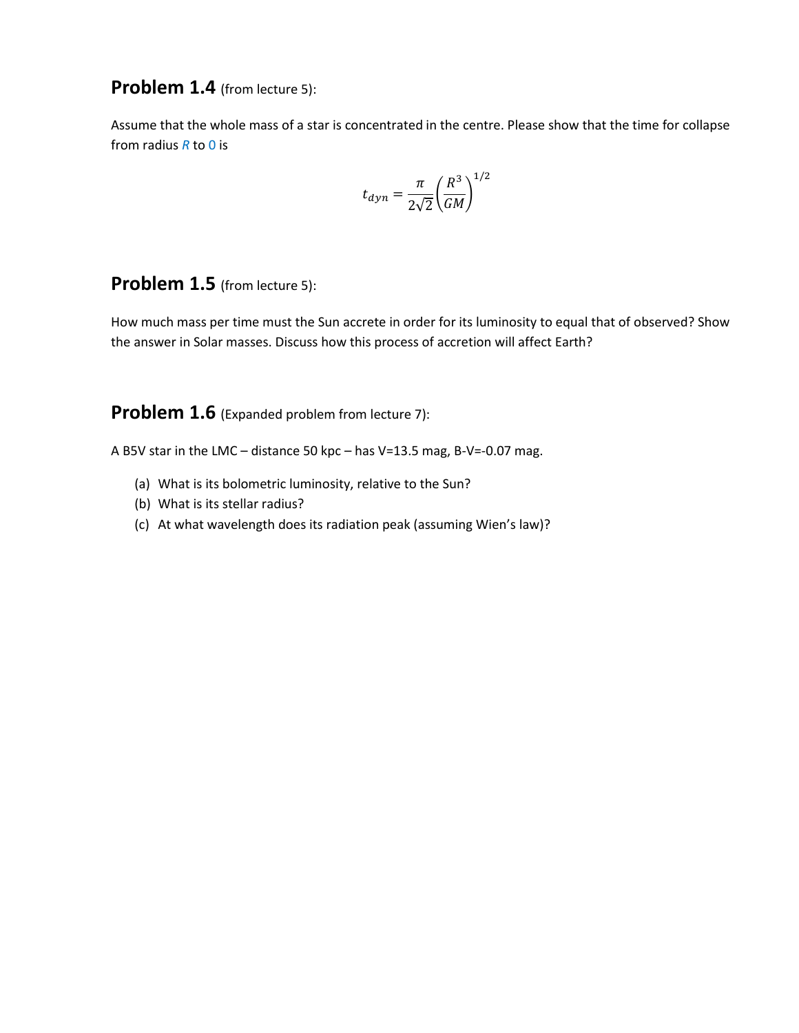## **Problem 1.4** (from lecture 5):

Assume that the whole mass of a star is concentrated in the centre. Please show that the time for collapse from radius $R$ to $0$ is

$$t_{dyn} = \frac{\pi}{2\sqrt{2}} \left( \frac{R^3}{GM} \right)^{1/2}$$

## **Problem 1.5** (from lecture 5):

How much mass per time must the Sun accrete in order for its luminosity to equal that of observed? Show the answer in Solar masses. Discuss how this process of accretion will affect Earth?

## **Problem 1.6** (Expanded problem from lecture 7):

A B5V star in the LMC – distance 50 kpc – has V=13.5 mag, B-V=-0.07 mag.

(a) What is its bolometric luminosity, relative to the Sun?

(b) What is its stellar radius?

(c) At what wavelength does its radiation peak (assuming Wien's law)?